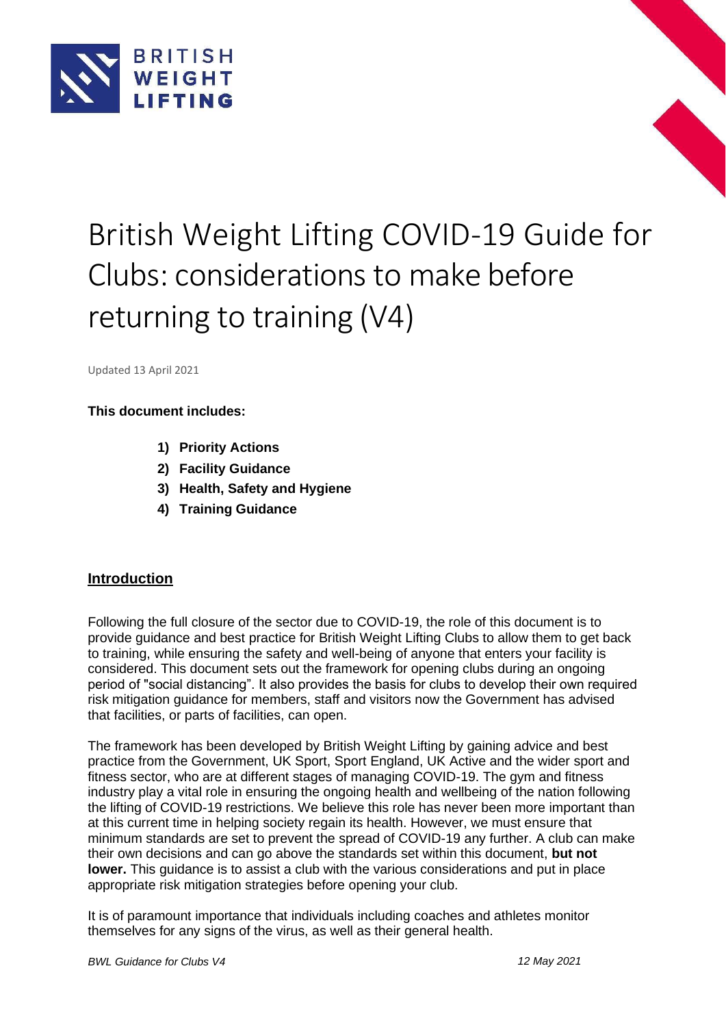# British Weight Lifting COVID-19 Guide for Clubs: considerations to make before returning to training (V4)

Updated 13 April 2021

**This document includes:**

1) **Priority Actions**
2) **Facility Guidance**
3) **Health, Safety and Hygiene**
4) **Training Guidance**

## Introduction

Following the full closure of the sector due to COVID-19, the role of this document is to provide guidance and best practice for British Weight Lifting Clubs to allow them to get back to training, while ensuring the safety and well-being of anyone that enters your facility is considered. This document sets out the framework for opening clubs during an ongoing period of "social distancing". It also provides the basis for clubs to develop their own required risk mitigation guidance for members, staff and visitors now the Government has advised that facilities, or parts of facilities, can open.

The framework has been developed by British Weight Lifting by gaining advice and best practice from the Government, UK Sport, Sport England, UK Active and the wider sport and fitness sector, who are at different stages of managing COVID-19. The gym and fitness industry play a vital role in ensuring the ongoing health and wellbeing of the nation following the lifting of COVID-19 restrictions. We believe this role has never been more important than at this current time in helping society regain its health. However, we must ensure that minimum standards are set to prevent the spread of COVID-19 any further. A club can make their own decisions and can go above the standards set within this document, **but not lower.** This guidance is to assist a club with the various considerations and put in place appropriate risk mitigation strategies before opening your club.

It is of paramount importance that individuals including coaches and athletes monitor themselves for any signs of the virus, as well as their general health.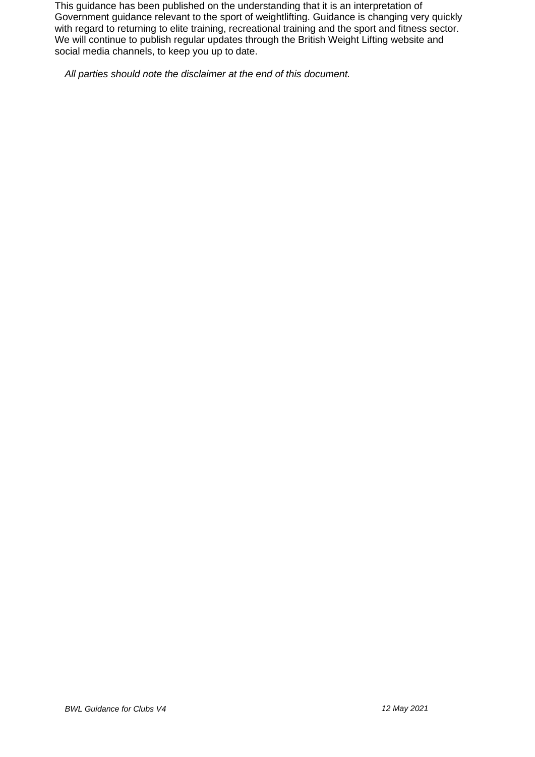This guidance has been published on the understanding that it is an interpretation of Government guidance relevant to the sport of weightlifting. Guidance is changing very quickly with regard to returning to elite training, recreational training and the sport and fitness sector. We will continue to publish regular updates through the British Weight Lifting website and social media channels, to keep you up to date.

*All parties should note the disclaimer at the end of this document.*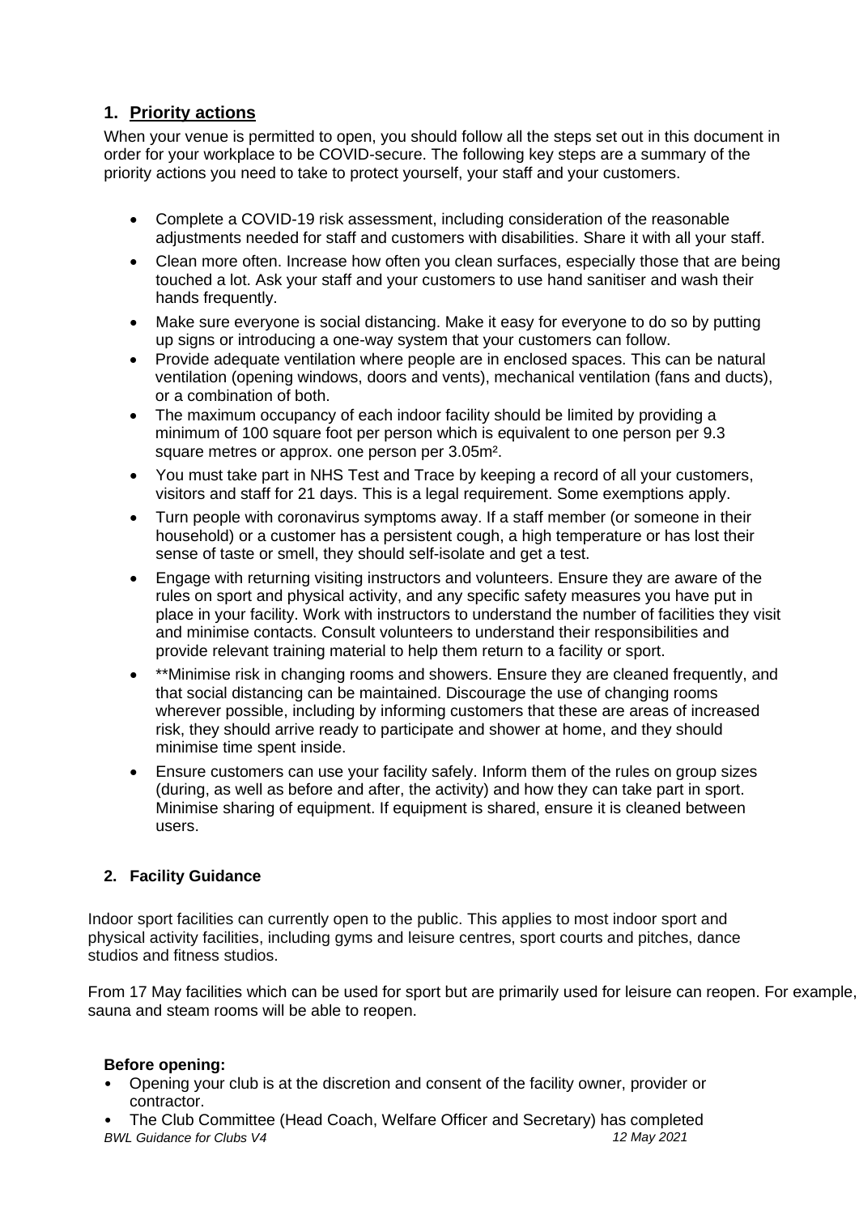## 1. Priority actions

When your venue is permitted to open, you should follow all the steps set out in this document in order for your workplace to be COVID-secure. The following key steps are a summary of the priority actions you need to take to protect yourself, your staff and your customers.

- Complete a COVID-19 risk assessment, including consideration of the reasonable adjustments needed for staff and customers with disabilities. Share it with all your staff.
- Clean more often. Increase how often you clean surfaces, especially those that are being touched a lot. Ask your staff and your customers to use hand sanitiser and wash their hands frequently.
- Make sure everyone is social distancing. Make it easy for everyone to do so by putting up signs or introducing a one-way system that your customers can follow.
- Provide adequate ventilation where people are in enclosed spaces. This can be natural ventilation (opening windows, doors and vents), mechanical ventilation (fans and ducts), or a combination of both.
- The maximum occupancy of each indoor facility should be limited by providing a minimum of 100 square foot per person which is equivalent to one person per 9.3 square metres or approx. one person per $3.05m^2$.
- You must take part in NHS Test and Trace by keeping a record of all your customers, visitors and staff for 21 days. This is a legal requirement. Some exemptions apply.
- Turn people with coronavirus symptoms away. If a staff member (or someone in their household) or a customer has a persistent cough, a high temperature or has lost their sense of taste or smell, they should self-isolate and get a test.
- Engage with returning visiting instructors and volunteers. Ensure they are aware of the rules on sport and physical activity, and any specific safety measures you have put in place in your facility. Work with instructors to understand the number of facilities they visit and minimise contacts. Consult volunteers to understand their responsibilities and provide relevant training material to help them return to a facility or sport.
- **Minimise risk in changing rooms and showers. Ensure they are cleaned frequently, and that social distancing can be maintained. Discourage the use of changing rooms wherever possible, including by informing customers that these are areas of increased risk, they should arrive ready to participate and shower at home, and they should minimise time spent inside.
- Ensure customers can use your facility safely. Inform them of the rules on group sizes (during, as well as before and after, the activity) and how they can take part in sport. Minimise sharing of equipment. If equipment is shared, ensure it is cleaned between users.

## 2. Facility Guidance

Indoor sport facilities can currently open to the public. This applies to most indoor sport and physical activity facilities, including gyms and leisure centres, sport courts and pitches, dance studios and fitness studios.

From 17 May facilities which can be used for sport but are primarily used for leisure can reopen. For example, sauna and steam rooms will be able to reopen.

**Before opening:**

- Opening your club is at the discretion and consent of the facility owner, provider or contractor.
- The Club Committee (Head Coach, Welfare Officer and Secretary) has completed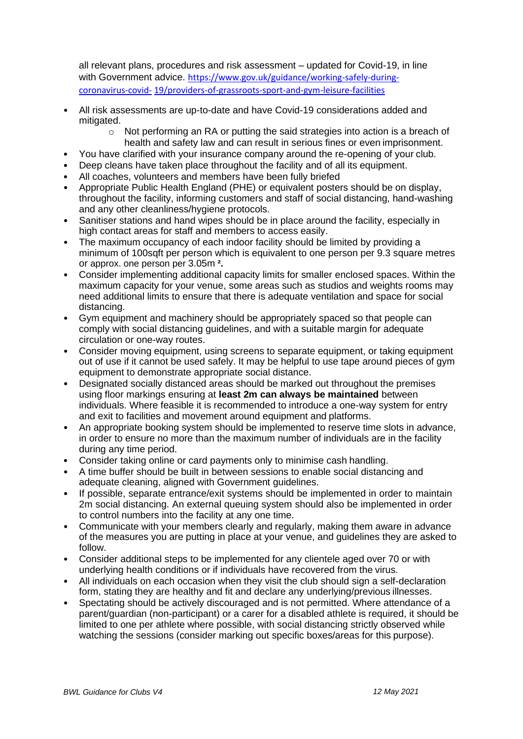all relevant plans, procedures and risk assessment – updated for Covid-19, in line with Government advice. https://www.gov.uk/guidance/working-safely-during-coronavirus-covid-19/providers-of-grassroots-sport-and-gym-leisure-facilities

- All risk assessments are up-to-date and have Covid-19 considerations added and mitigated.
  - Not performing an RA or putting the said strategies into action is a breach of health and safety law and can result in serious fines or even imprisonment.
- You have clarified with your insurance company around the re-opening of your club.
- Deep cleans have taken place throughout the facility and of all its equipment.
- All coaches, volunteers and members have been fully briefed
- Appropriate Public Health England (PHE) or equivalent posters should be on display, throughout the facility, informing customers and staff of social distancing, hand-washing and any other cleanliness/hygiene protocols.
- Sanitiser stations and hand wipes should be in place around the facility, especially in high contact areas for staff and members to access easily.
- The maximum occupancy of each indoor facility should be limited by providing a minimum of 100sqft per person which is equivalent to one person per 9.3 square metres or approx. one person per 3.05m **²**.
- Consider implementing additional capacity limits for smaller enclosed spaces. Within the maximum capacity for your venue, some areas such as studios and weights rooms may need additional limits to ensure that there is adequate ventilation and space for social distancing.
- Gym equipment and machinery should be appropriately spaced so that people can comply with social distancing guidelines, and with a suitable margin for adequate circulation or one-way routes.
- Consider moving equipment, using screens to separate equipment, or taking equipment out of use if it cannot be used safely. It may be helpful to use tape around pieces of gym equipment to demonstrate appropriate social distance.
- Designated socially distanced areas should be marked out throughout the premises using floor markings ensuring at **least 2m can always be maintained** between individuals. Where feasible it is recommended to introduce a one-way system for entry and exit to facilities and movement around equipment and platforms.
- An appropriate booking system should be implemented to reserve time slots in advance, in order to ensure no more than the maximum number of individuals are in the facility during any time period.
- Consider taking online or card payments only to minimise cash handling.
- A time buffer should be built in between sessions to enable social distancing and adequate cleaning, aligned with Government guidelines.
- If possible, separate entrance/exit systems should be implemented in order to maintain 2m social distancing. An external queuing system should also be implemented in order to control numbers into the facility at any one time.
- Communicate with your members clearly and regularly, making them aware in advance of the measures you are putting in place at your venue, and guidelines they are asked to follow.
- Consider additional steps to be implemented for any clientele aged over 70 or with underlying health conditions or if individuals have recovered from the virus.
- All individuals on each occasion when they visit the club should sign a self-declaration form, stating they are healthy and fit and declare any underlying/previous illnesses.
- Spectating should be actively discouraged and is not permitted. Where attendance of a parent/guardian (non-participant) or a carer for a disabled athlete is required, it should be limited to one per athlete where possible, with social distancing strictly observed while watching the sessions (consider marking out specific boxes/areas for this purpose).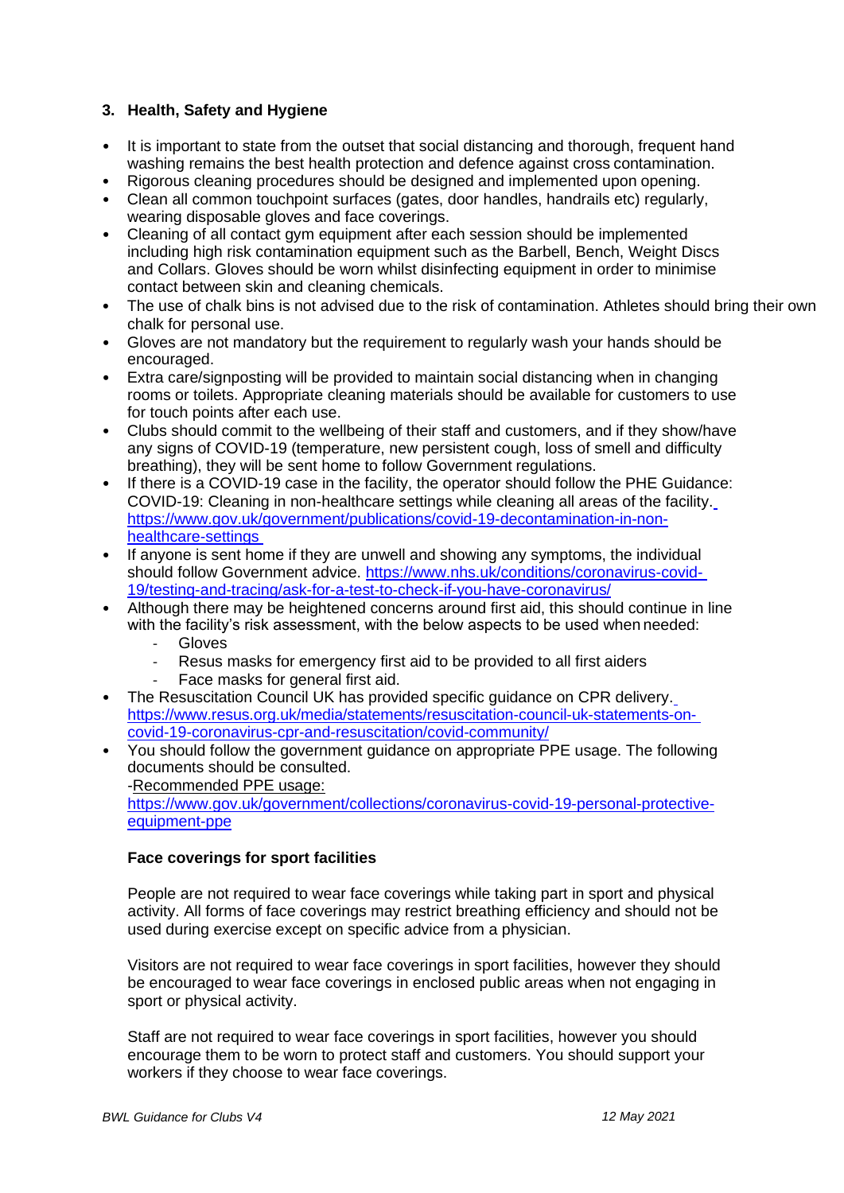## 3. Health, Safety and Hygiene

- It is important to state from the outset that social distancing and thorough, frequent hand washing remains the best health protection and defence against cross contamination.
- Rigorous cleaning procedures should be designed and implemented upon opening.
- Clean all common touchpoint surfaces (gates, door handles, handrails etc) regularly, wearing disposable gloves and face coverings.
- Cleaning of all contact gym equipment after each session should be implemented including high risk contamination equipment such as the Barbell, Bench, Weight Discs and Collars. Gloves should be worn whilst disinfecting equipment in order to minimise contact between skin and cleaning chemicals.
- The use of chalk bins is not advised due to the risk of contamination. Athletes should bring their own chalk for personal use.
- Gloves are not mandatory but the requirement to regularly wash your hands should be encouraged.
- Extra care/signposting will be provided to maintain social distancing when in changing rooms or toilets. Appropriate cleaning materials should be available for customers to use for touch points after each use.
- Clubs should commit to the wellbeing of their staff and customers, and if they show/have any signs of COVID-19 (temperature, new persistent cough, loss of smell and difficulty breathing), they will be sent home to follow Government regulations.
- If there is a COVID-19 case in the facility, the operator should follow the PHE Guidance: COVID-19: Cleaning in non-healthcare settings while cleaning all areas of the facility. https://www.gov.uk/government/publications/covid-19-decontamination-in-non-healthcare-settings
- If anyone is sent home if they are unwell and showing any symptoms, the individual should follow Government advice. https://www.nhs.uk/conditions/coronavirus-covid-19/testing-and-tracing/ask-for-a-test-to-check-if-you-have-coronavirus/
- Although there may be heightened concerns around first aid, this should continue in line with the facility's risk assessment, with the below aspects to be used when needed:
  - Gloves
  - Resus masks for emergency first aid to be provided to all first aiders
  - Face masks for general first aid.
- The Resuscitation Council UK has provided specific guidance on CPR delivery. https://www.resus.org.uk/media/statements/resuscitation-council-uk-statements-on-covid-19-coronavirus-cpr-and-resuscitation/covid-community/
- You should follow the government guidance on appropriate PPE usage. The following documents should be consulted.
  -Recommended PPE usage:
  https://www.gov.uk/government/collections/coronavirus-covid-19-personal-protective-equipment-ppe

### Face coverings for sport facilities

People are not required to wear face coverings while taking part in sport and physical activity. All forms of face coverings may restrict breathing efficiency and should not be used during exercise except on specific advice from a physician.

Visitors are not required to wear face coverings in sport facilities, however they should be encouraged to wear face coverings in enclosed public areas when not engaging in sport or physical activity.

Staff are not required to wear face coverings in sport facilities, however you should encourage them to be worn to protect staff and customers. You should support your workers if they choose to wear face coverings.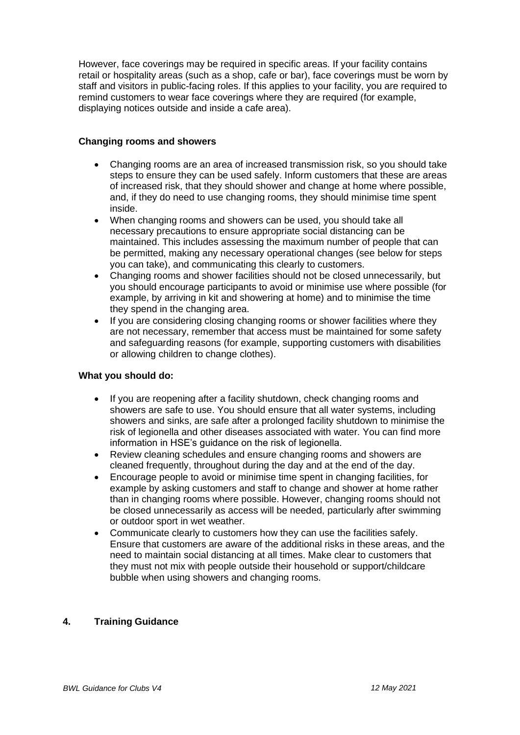However, face coverings may be required in specific areas. If your facility contains retail or hospitality areas (such as a shop, cafe or bar), face coverings must be worn by staff and visitors in public-facing roles. If this applies to your facility, you are required to remind customers to wear face coverings where they are required (for example, displaying notices outside and inside a cafe area).

**Changing rooms and showers**

- Changing rooms are an area of increased transmission risk, so you should take steps to ensure they can be used safely. Inform customers that these are areas of increased risk, that they should shower and change at home where possible, and, if they do need to use changing rooms, they should minimise time spent inside.
- When changing rooms and showers can be used, you should take all necessary precautions to ensure appropriate social distancing can be maintained. This includes assessing the maximum number of people that can be permitted, making any necessary operational changes (see below for steps you can take), and communicating this clearly to customers.
- Changing rooms and shower facilities should not be closed unnecessarily, but you should encourage participants to avoid or minimise use where possible (for example, by arriving in kit and showering at home) and to minimise the time they spend in the changing area.
- If you are considering closing changing rooms or shower facilities where they are not necessary, remember that access must be maintained for some safety and safeguarding reasons (for example, supporting customers with disabilities or allowing children to change clothes).

**What you should do:**

- If you are reopening after a facility shutdown, check changing rooms and showers are safe to use. You should ensure that all water systems, including showers and sinks, are safe after a prolonged facility shutdown to minimise the risk of legionella and other diseases associated with water. You can find more information in HSE's guidance on the risk of legionella.
- Review cleaning schedules and ensure changing rooms and showers are cleaned frequently, throughout during the day and at the end of the day.
- Encourage people to avoid or minimise time spent in changing facilities, for example by asking customers and staff to change and shower at home rather than in changing rooms where possible. However, changing rooms should not be closed unnecessarily as access will be needed, particularly after swimming or outdoor sport in wet weather.
- Communicate clearly to customers how they can use the facilities safely. Ensure that customers are aware of the additional risks in these areas, and the need to maintain social distancing at all times. Make clear to customers that they must not mix with people outside their household or support/childcare bubble when using showers and changing rooms.

## 4. Training Guidance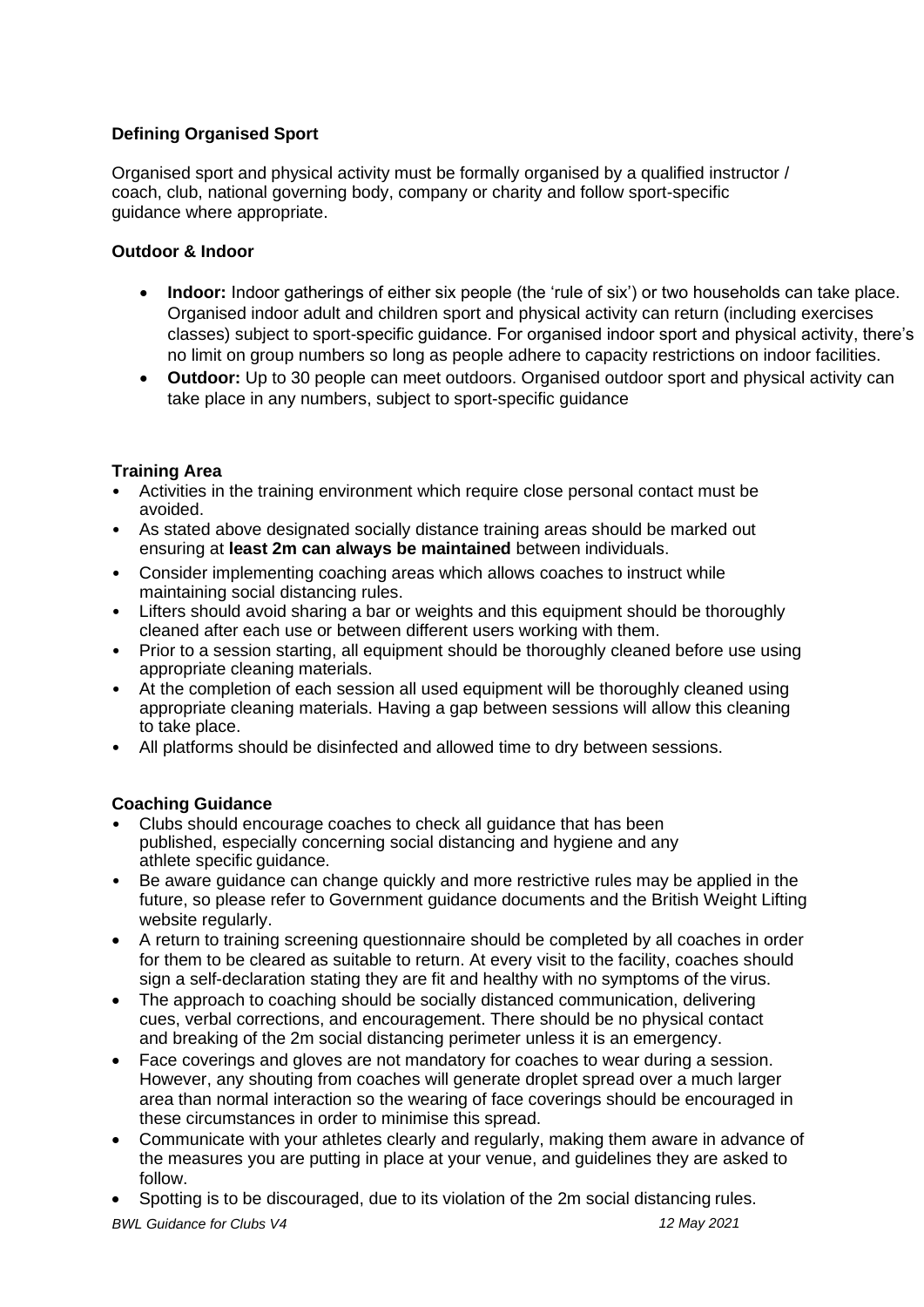**Defining Organised Sport**

Organised sport and physical activity must be formally organised by a qualified instructor / coach, club, national governing body, company or charity and follow sport-specific guidance where appropriate.

**Outdoor & Indoor**

- **Indoor:** Indoor gatherings of either six people (the 'rule of six') or two households can take place. Organised indoor adult and children sport and physical activity can return (including exercises classes) subject to sport-specific guidance. For organised indoor sport and physical activity, there's no limit on group numbers so long as people adhere to capacity restrictions on indoor facilities.
- **Outdoor:** Up to 30 people can meet outdoors. Organised outdoor sport and physical activity can take place in any numbers, subject to sport-specific guidance

**Training Area**

- Activities in the training environment which require close personal contact must be avoided.
- As stated above designated socially distance training areas should be marked out ensuring at **least 2m can always be maintained** between individuals.
- Consider implementing coaching areas which allows coaches to instruct while maintaining social distancing rules.
- Lifters should avoid sharing a bar or weights and this equipment should be thoroughly cleaned after each use or between different users working with them.
- Prior to a session starting, all equipment should be thoroughly cleaned before use using appropriate cleaning materials.
- At the completion of each session all used equipment will be thoroughly cleaned using appropriate cleaning materials. Having a gap between sessions will allow this cleaning to take place.
- All platforms should be disinfected and allowed time to dry between sessions.

**Coaching Guidance**

- Clubs should encourage coaches to check all guidance that has been published, especially concerning social distancing and hygiene and any athlete specific guidance.
- Be aware guidance can change quickly and more restrictive rules may be applied in the future, so please refer to Government guidance documents and the British Weight Lifting website regularly.
- A return to training screening questionnaire should be completed by all coaches in order for them to be cleared as suitable to return. At every visit to the facility, coaches should sign a self-declaration stating they are fit and healthy with no symptoms of the virus.
- The approach to coaching should be socially distanced communication, delivering cues, verbal corrections, and encouragement. There should be no physical contact and breaking of the 2m social distancing perimeter unless it is an emergency.
- Face coverings and gloves are not mandatory for coaches to wear during a session. However, any shouting from coaches will generate droplet spread over a much larger area than normal interaction so the wearing of face coverings should be encouraged in these circumstances in order to minimise this spread.
- Communicate with your athletes clearly and regularly, making them aware in advance of the measures you are putting in place at your venue, and guidelines they are asked to follow.
- Spotting is to be discouraged, due to its violation of the 2m social distancing rules.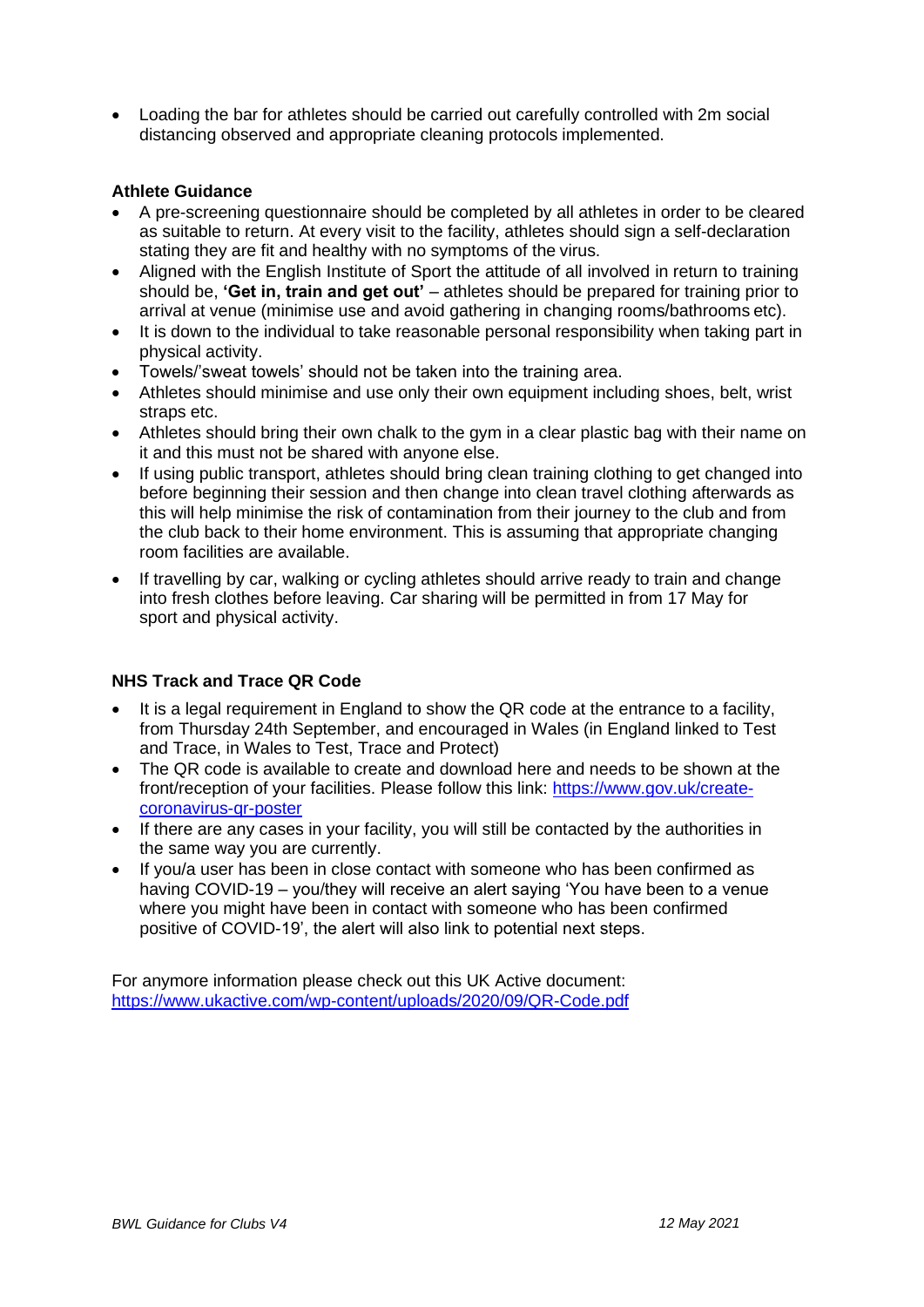- Loading the bar for athletes should be carried out carefully controlled with 2m social distancing observed and appropriate cleaning protocols implemented.

**Athlete Guidance**

- A pre-screening questionnaire should be completed by all athletes in order to be cleared as suitable to return. At every visit to the facility, athletes should sign a self-declaration stating they are fit and healthy with no symptoms of the virus.
- Aligned with the English Institute of Sport the attitude of all involved in return to training should be, **'Get in, train and get out'** – athletes should be prepared for training prior to arrival at venue (minimise use and avoid gathering in changing rooms/bathrooms etc).
- It is down to the individual to take reasonable personal responsibility when taking part in physical activity.
- Towels/'sweat towels' should not be taken into the training area.
- Athletes should minimise and use only their own equipment including shoes, belt, wrist straps etc.
- Athletes should bring their own chalk to the gym in a clear plastic bag with their name on it and this must not be shared with anyone else.
- If using public transport, athletes should bring clean training clothing to get changed into before beginning their session and then change into clean travel clothing afterwards as this will help minimise the risk of contamination from their journey to the club and from the club back to their home environment. This is assuming that appropriate changing room facilities are available.
- If travelling by car, walking or cycling athletes should arrive ready to train and change into fresh clothes before leaving. Car sharing will be permitted in from 17 May for sport and physical activity.

**NHS Track and Trace QR Code**

- It is a legal requirement in England to show the QR code at the entrance to a facility, from Thursday 24th September, and encouraged in Wales (in England linked to Test and Trace, in Wales to Test, Trace and Protect)
- The QR code is available to create and download here and needs to be shown at the front/reception of your facilities. Please follow this link: [https://www.gov.uk/create-coronavirus-qr-poster](https://www.gov.uk/create-coronavirus-qr-poster)
- If there are any cases in your facility, you will still be contacted by the authorities in the same way you are currently.
- If you/a user has been in close contact with someone who has been confirmed as having COVID-19 – you/they will receive an alert saying 'You have been to a venue where you might have been in contact with someone who has been confirmed positive of COVID-19', the alert will also link to potential next steps.

For anymore information please check out this UK Active document: [https://www.ukactive.com/wp-content/uploads/2020/09/QR-Code.pdf](https://www.ukactive.com/wp-content/uploads/2020/09/QR-Code.pdf)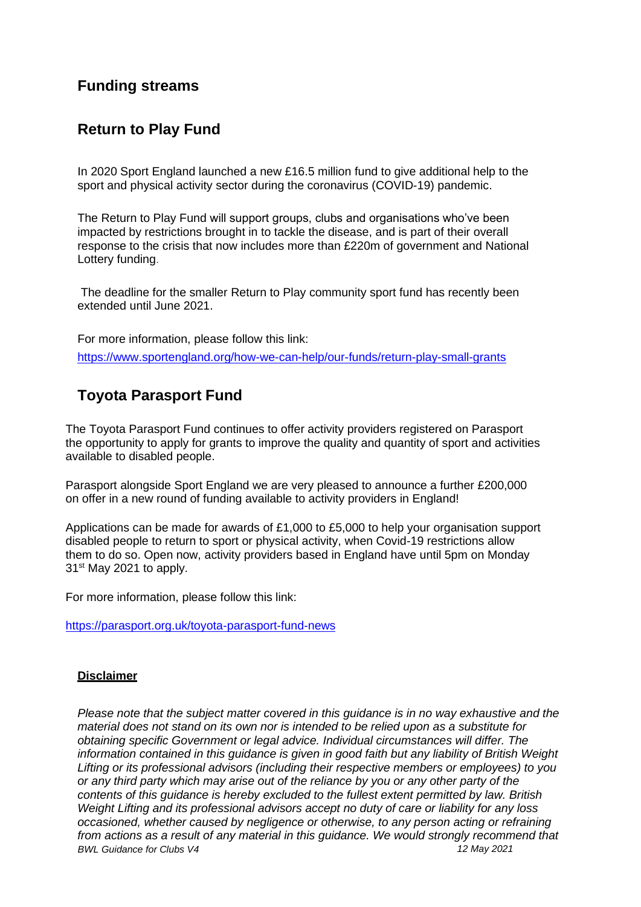## Funding streams

## Return to Play Fund

In 2020 Sport England launched a new £16.5 million fund to give additional help to the sport and physical activity sector during the coronavirus (COVID-19) pandemic.

The Return to Play Fund will support groups, clubs and organisations who've been impacted by restrictions brought in to tackle the disease, and is part of their overall response to the crisis that now includes more than £220m of government and National Lottery funding.

The deadline for the smaller Return to Play community sport fund has recently been extended until June 2021.

For more information, please follow this link:

https://www.sportengland.org/how-we-can-help/our-funds/return-play-small-grants

## Toyota Parasport Fund

The Toyota Parasport Fund continues to offer activity providers registered on Parasport the opportunity to apply for grants to improve the quality and quantity of sport and activities available to disabled people.

Parasport alongside Sport England we are very pleased to announce a further £200,000 on offer in a new round of funding available to activity providers in England!

Applications can be made for awards of £1,000 to £5,000 to help your organisation support disabled people to return to sport or physical activity, when Covid-19 restrictions allow them to do so. Open now, activity providers based in England have until 5pm on Monday 31st May 2021 to apply.

For more information, please follow this link:

https://parasport.org.uk/toyota-parasport-fund-news

**Disclaimer**

*Please note that the subject matter covered in this guidance is in no way exhaustive and the material does not stand on its own nor is intended to be relied upon as a substitute for obtaining specific Government or legal advice. Individual circumstances will differ. The information contained in this guidance is given in good faith but any liability of British Weight Lifting or its professional advisors (including their respective members or employees) to you or any third party which may arise out of the reliance by you or any other party of the contents of this guidance is hereby excluded to the fullest extent permitted by law. British Weight Lifting and its professional advisors accept no duty of care or liability for any loss occasioned, whether caused by negligence or otherwise, to any person acting or refraining from actions as a result of any material in this guidance. We would strongly recommend that*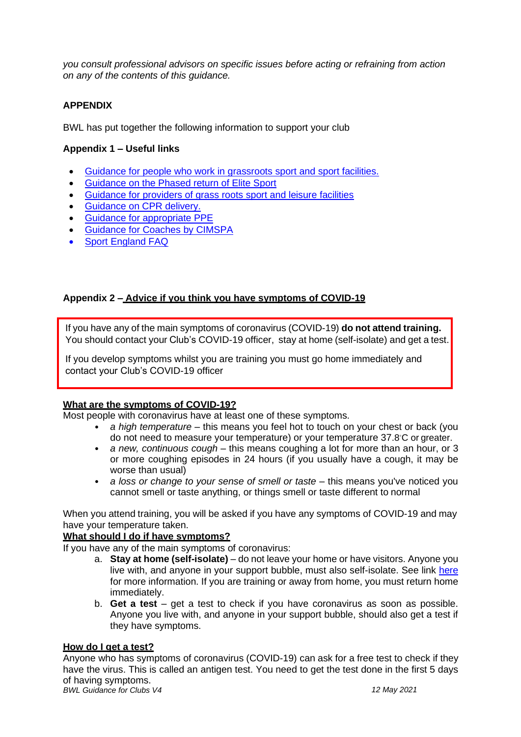*you consult professional advisors on specific issues before acting or refraining from action on any of the contents of this guidance.*

## APPENDIX

BWL has put together the following information to support your club

### Appendix 1 – Useful links

- Guidance for people who work in grassroots sport and sport facilities.
- Guidance on the Phased return of Elite Sport
- Guidance for providers of grass roots sport and leisure facilities
- Guidance on CPR delivery.
- Guidance for appropriate PPE
- Guidance for Coaches by CIMSPA
- Sport England FAQ

### Appendix 2 – Advice if you think you have symptoms of COVID-19

If you have any of the main symptoms of coronavirus (COVID-19) **do not attend training.** You should contact your Club's COVID-19 officer, stay at home (self-isolate) and get a test.

If you develop symptoms whilst you are training you must go home immediately and contact your Club's COVID-19 officer

**What are the symptoms of COVID-19?**

Most people with coronavirus have at least one of these symptoms.

- *a high temperature* – this means you feel hot to touch on your chest or back (you do not need to measure your temperature) or your temperature 37.8°C or greater.
- *a new, continuous cough* – this means coughing a lot for more than an hour, or 3 or more coughing episodes in 24 hours (if you usually have a cough, it may be worse than usual)
- *a loss or change to your sense of smell or taste* – this means you've noticed you cannot smell or taste anything, or things smell or taste different to normal

When you attend training, you will be asked if you have any symptoms of COVID-19 and may have your temperature taken.

**What should I do if have symptoms?**

If you have any of the main symptoms of coronavirus:

a. **Stay at home (self-isolate)** – do not leave your home or have visitors. Anyone you live with, and anyone in your support bubble, must also self-isolate. See link here for more information. If you are training or away from home, you must return home immediately.
b. **Get a test** – get a test to check if you have coronavirus as soon as possible. Anyone you live with, and anyone in your support bubble, should also get a test if they have symptoms.

**How do I get a test?**

Anyone who has symptoms of coronavirus (COVID-19) can ask for a free test to check if they have the virus. This is called an antigen test. You need to get the test done in the first 5 days of having symptoms.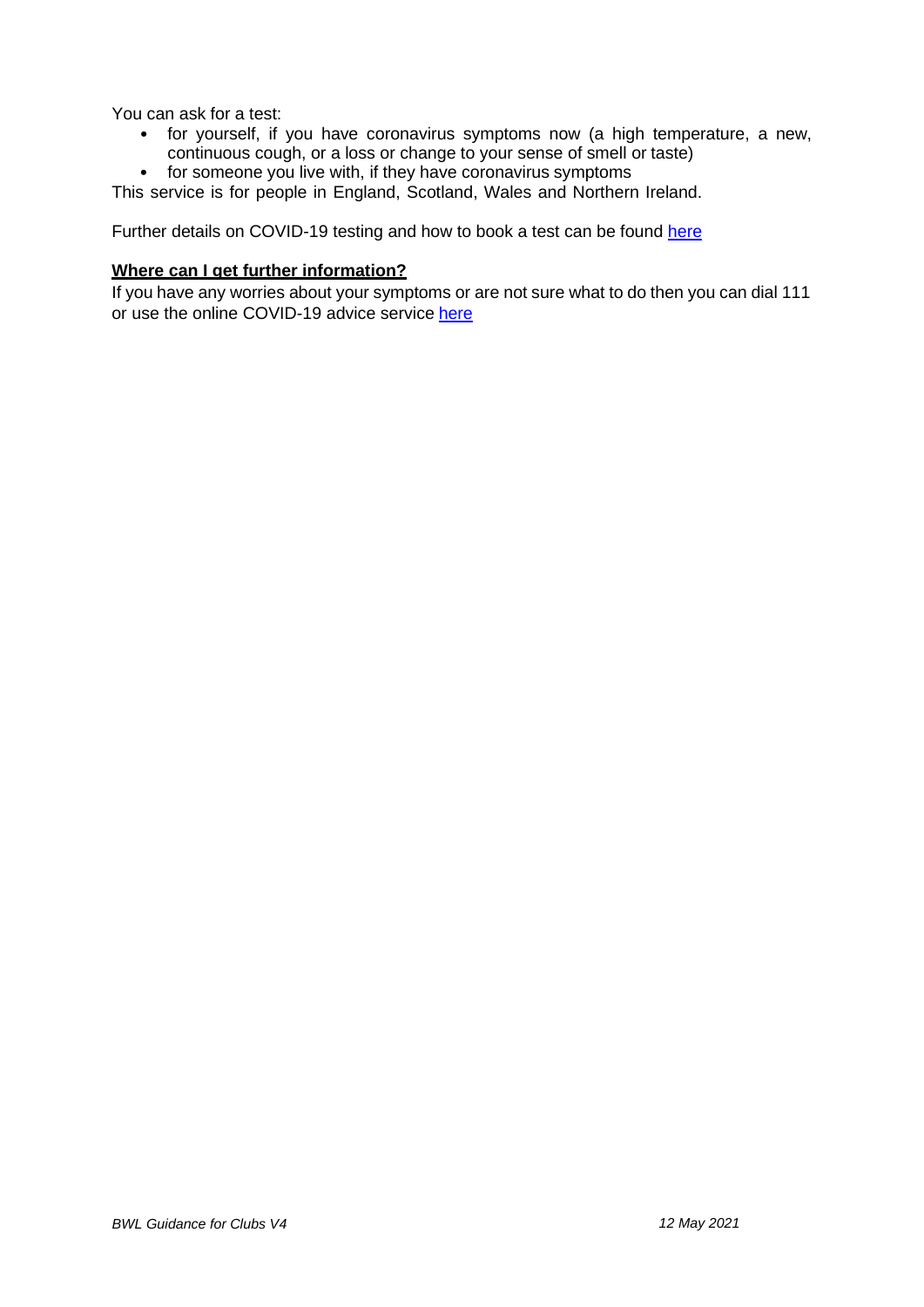You can ask for a test:

- for yourself, if you have coronavirus symptoms now (a high temperature, a new, continuous cough, or a loss or change to your sense of smell or taste)
- for someone you live with, if they have coronavirus symptoms

This service is for people in England, Scotland, Wales and Northern Ireland.

Further details on COVID-19 testing and how to book a test can be found here

**Where can I get further information?**

If you have any worries about your symptoms or are not sure what to do then you can dial 111 or use the online COVID-19 advice service here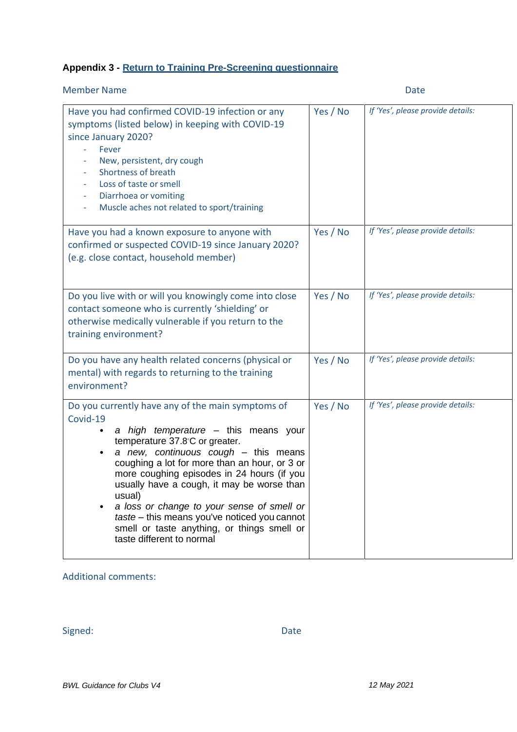**Appendix 3 - Return to Training Pre-Screening questionnaire**

Member Name                                                                                     Date

| Question | Yes / No | Details |
|---|---|---|
| Have you had confirmed COVID-19 infection or any symptoms (listed below) in keeping with COVID-19 since January 2020?<br>- Fever<br>- New, persistent, dry cough<br>- Shortness of breath<br>- Loss of taste or smell<br>- Diarrhoea or vomiting<br>- Muscle aches not related to sport/training | Yes / No | *If 'Yes', please provide details:* |
| Have you had a known exposure to anyone with confirmed or suspected COVID-19 since January 2020? (e.g. close contact, household member) | Yes / No | *If 'Yes', please provide details:* |
| Do you live with or will you knowingly come into close contact someone who is currently 'shielding' or otherwise medically vulnerable if you return to the training environment? | Yes / No | *If 'Yes', please provide details:* |
| Do you have any health related concerns (physical or mental) with regards to returning to the training environment? | Yes / No | *If 'Yes', please provide details:* |
| Do you currently have any of the main symptoms of Covid-19<br>• *a high temperature* – this means your temperature 37.8°C or greater.<br>• *a new, continuous cough* – this means coughing a lot for more than an hour, or 3 or more coughing episodes in 24 hours (if you usually have a cough, it may be worse than usual)<br>• *a loss or change to your sense of smell or taste* – this means you've noticed you cannot smell or taste anything, or things smell or taste different to normal | Yes / No | *If 'Yes', please provide details:* |

Additional comments:

Signed:                                                   Date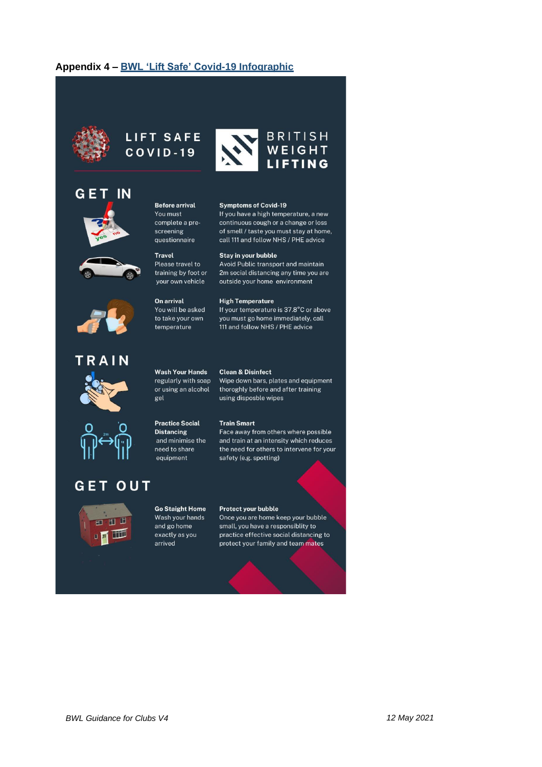## Appendix 4 – BWL 'Lift Safe' Covid-19 Infographic

LIFT SAFE COVID-19

BRITISH WEIGHT LIFTING

### GET IN

**Before arrival**
You must complete a pre-screening questionnaire

**Symptoms of Covid-19**
If you have a high temperature, a new continuous cough or a change or loss of smell / taste you must stay at home, call 111 and follow NHS / PHE advice

**Travel**
Please travel to training by foot or your own vehicle

**Stay in your bubble**
Avoid Public transport and maintain 2m social distancing any time you are outside your home environment

**On arrival**
You will be asked to take your own temperature

**High Temperature**
If your temperature is 37.8°C or above you must go home immediately, call 111 and follow NHS / PHE advice

### TRAIN

**Wash Your Hands**
regularly with soap or using an alcohol gel

**Clean & Disinfect**
Wipe down bars, plates and equipment thoroghly before and after training using disposble wipes

**Practice Social Distancing**
and minimise the need to share equipment

**Train Smart**
Face away from others where possible and train at an intensity which reduces the need for others to intervene for your safety (e.g. spotting)

### GET OUT

**Go Staight Home**
Wash your hands and go home exactly as you arrived

**Protect your bubble**
Once you are home keep your bubble small, you have a responsiblity to practice effective social distancing to protect your family and team mates